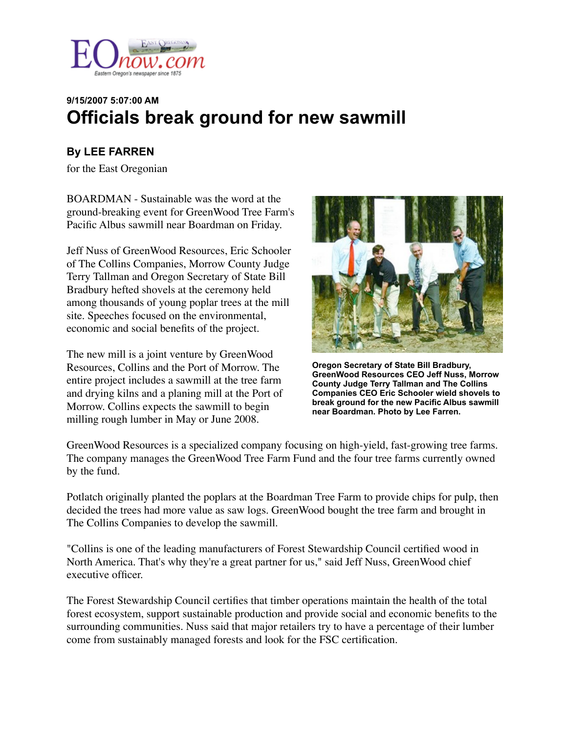9/15/2007 5:07:00 AM

# Officials break ground for new sawmill

### By LEE FARREN

for the East Oregonian

BOARDMAN - Sustainable was the word at the ground-breaking event for GreenWood Tree Farm's Pacific Albus sawmill near Boardman on Friday.

Jeff Nuss of GreenWood Resources, Eric Schooler of The Collins Companies, Morrow County Judge Terry Tallman and Oregon Secretary of State Bill Bradbury hefted shovels at the ceremony held among thousands of young poplar trees at the mill site. Speeches focused on the environmental, economic and social benefits of the project.

**Oregon Secretary of State Bill Bradbury, GreenWood Resources CEO Jeff Nuss, Morrow County Judge Terry Tallman and The Collins Companies CEO Eric Schooler wield shovels to break ground for the new Pacific Albus sawmill near Boardman. Photo by Lee Farren.**

The new mill is a joint venture by GreenWood Resources, Collins and the Port of Morrow. The entire project includes a sawmill at the tree farm and drying kilns and a planing mill at the Port of Morrow. Collins expects the sawmill to begin milling rough lumber in May or June 2008.

GreenWood Resources is a specialized company focusing on high-yield, fast-growing tree farms. The company manages the GreenWood Tree Farm Fund and the four tree farms currently owned by the fund.

Potlatch originally planted the poplars at the Boardman Tree Farm to provide chips for pulp, then decided the trees had more value as saw logs. GreenWood bought the tree farm and brought in The Collins Companies to develop the sawmill.

"Collins is one of the leading manufacturers of Forest Stewardship Council certified wood in North America. That's why they're a great partner for us," said Jeff Nuss, GreenWood chief executive officer.

The Forest Stewardship Council certifies that timber operations maintain the health of the total forest ecosystem, support sustainable production and provide social and economic benefits to the surrounding communities. Nuss said that major retailers try to have a percentage of their lumber come from sustainably managed forests and look for the FSC certification.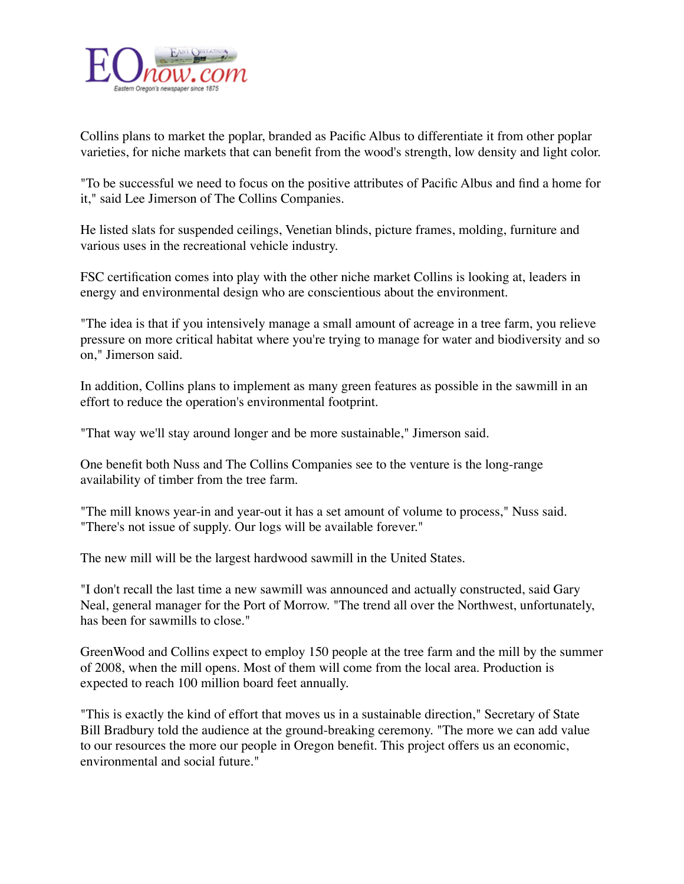Collins plans to market the poplar, branded as Pacific Albus to differentiate it from other poplar varieties, for niche markets that can benefit from the wood's strength, low density and light color.

"To be successful we need to focus on the positive attributes of Pacific Albus and find a home for it," said Lee Jimerson of The Collins Companies.

He listed slats for suspended ceilings, Venetian blinds, picture frames, molding, furniture and various uses in the recreational vehicle industry.

FSC certification comes into play with the other niche market Collins is looking at, leaders in energy and environmental design who are conscientious about the environment.

"The idea is that if you intensively manage a small amount of acreage in a tree farm, you relieve pressure on more critical habitat where you're trying to manage for water and biodiversity and so on," Jimerson said.

In addition, Collins plans to implement as many green features as possible in the sawmill in an effort to reduce the operation's environmental footprint.

"That way we'll stay around longer and be more sustainable," Jimerson said.

One benefit both Nuss and The Collins Companies see to the venture is the long-range availability of timber from the tree farm.

"The mill knows year-in and year-out it has a set amount of volume to process," Nuss said. "There's not issue of supply. Our logs will be available forever."

The new mill will be the largest hardwood sawmill in the United States.

"I don't recall the last time a new sawmill was announced and actually constructed, said Gary Neal, general manager for the Port of Morrow. "The trend all over the Northwest, unfortunately, has been for sawmills to close."

GreenWood and Collins expect to employ 150 people at the tree farm and the mill by the summer of 2008, when the mill opens. Most of them will come from the local area. Production is expected to reach 100 million board feet annually.

"This is exactly the kind of effort that moves us in a sustainable direction," Secretary of State Bill Bradbury told the audience at the ground-breaking ceremony. "The more we can add value to our resources the more our people in Oregon benefit. This project offers us an economic, environmental and social future."